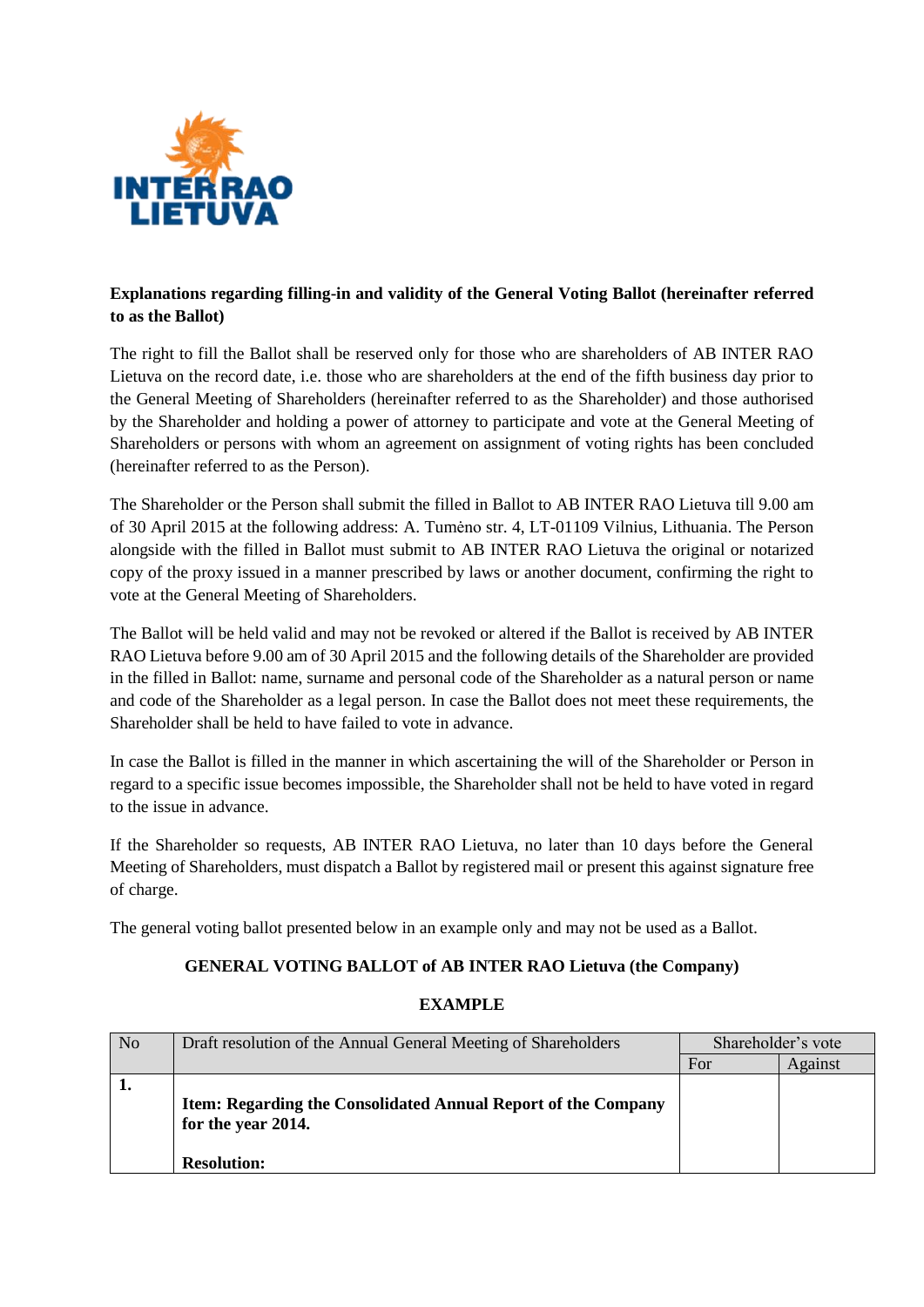**Explanations regarding filling-in and validity of the General Voting Ballot (hereinafter referred to as the Ballot)**

The right to fill the Ballot shall be reserved only for those who are shareholders of AB INTER RAO Lietuva on the record date, i.e. those who are shareholders at the end of the fifth business day prior to the General Meeting of Shareholders (hereinafter referred to as the Shareholder) and those authorised by the Shareholder and holding a power of attorney to participate and vote at the General Meeting of Shareholders or persons with whom an agreement on assignment of voting rights has been concluded (hereinafter referred to as the Person).

The Shareholder or the Person shall submit the filled in Ballot to AB INTER RAO Lietuva till 9.00 am of 30 April 2015 at the following address: A. Tumėno str. 4, LT-01109 Vilnius, Lithuania. The Person alongside with the filled in Ballot must submit to AB INTER RAO Lietuva the original or notarized copy of the proxy issued in a manner prescribed by laws or another document, confirming the right to vote at the General Meeting of Shareholders.

The Ballot will be held valid and may not be revoked or altered if the Ballot is received by AB INTER RAO Lietuva before 9.00 am of 30 April 2015 and the following details of the Shareholder are provided in the filled in Ballot: name, surname and personal code of the Shareholder as a natural person or name and code of the Shareholder as a legal person. In case the Ballot does not meet these requirements, the Shareholder shall be held to have failed to vote in advance.

In case the Ballot is filled in the manner in which ascertaining the will of the Shareholder or Person in regard to a specific issue becomes impossible, the Shareholder shall not be held to have voted in regard to the issue in advance.

If the Shareholder so requests, AB INTER RAO Lietuva, no later than 10 days before the General Meeting of Shareholders, must dispatch a Ballot by registered mail or present this against signature free of charge.

The general voting ballot presented below in an example only and may not be used as a Ballot.

**GENERAL VOTING BALLOT of AB INTER RAO Lietuva (the Company)**

**EXAMPLE**

| No | Draft resolution of the Annual General Meeting of Shareholders | Shareholder's vote | |
|---|---|---|---|
| | | For | Against |
| **1.** | **Item: Regarding the Consolidated Annual Report of the Company for the year 2014.** **Resolution:** | | |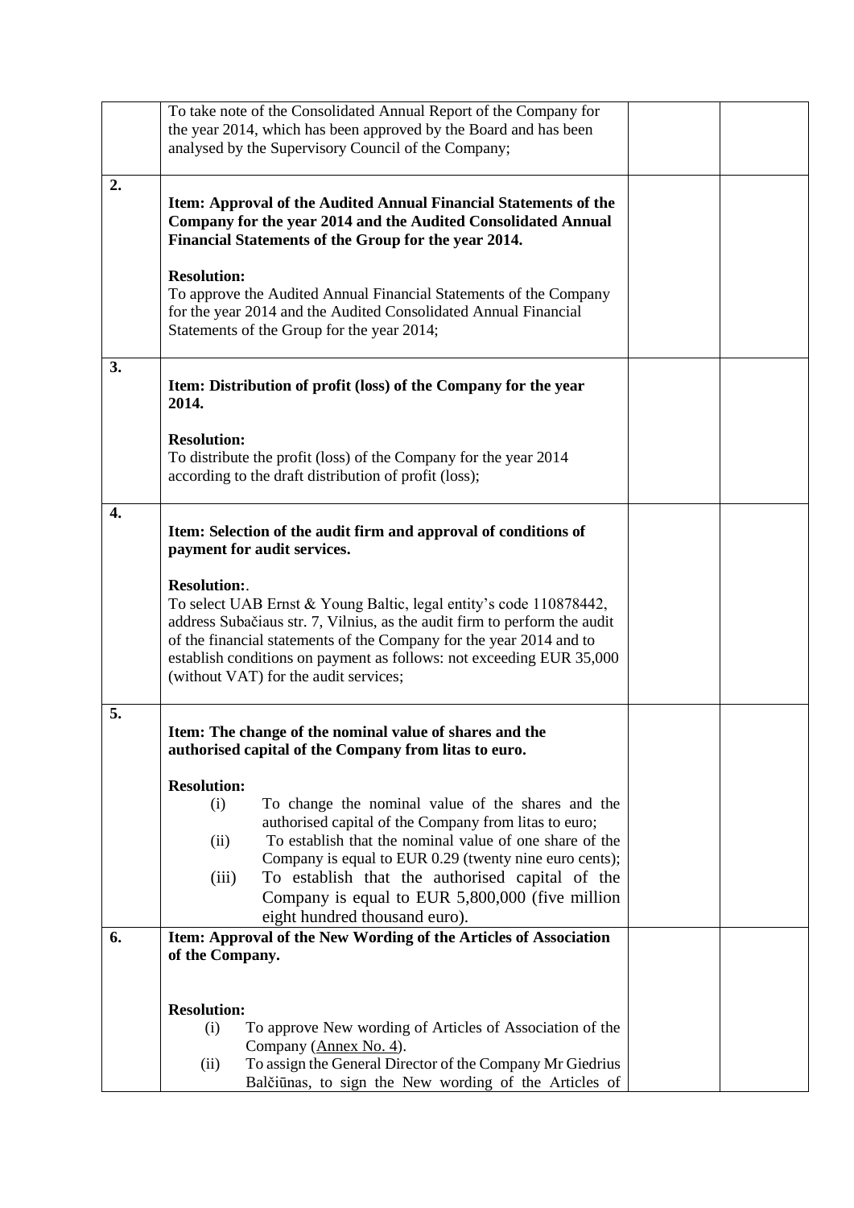| | | | |
|---|---|---|---|
| | To take note of the Consolidated Annual Report of the Company for the year 2014, which has been approved by the Board and has been analysed by the Supervisory Council of the Company; | | |
| **2.** | **Item: Approval of the Audited Annual Financial Statements of the Company for the year 2014 and the Audited Consolidated Annual Financial Statements of the Group for the year 2014.**<br><br>**Resolution:**<br>To approve the Audited Annual Financial Statements of the Company for the year 2014 and the Audited Consolidated Annual Financial Statements of the Group for the year 2014; | | |
| **3.** | **Item: Distribution of profit (loss) of the Company for the year 2014.**<br><br>**Resolution:**<br>To distribute the profit (loss) of the Company for the year 2014 according to the draft distribution of profit (loss); | | |
| **4.** | **Item: Selection of the audit firm and approval of conditions of payment for audit services.**<br><br>**Resolution:**.<br>To select UAB Ernst & Young Baltic, legal entity's code 110878442, address Subačiaus str. 7, Vilnius, as the audit firm to perform the audit of the financial statements of the Company for the year 2014 and to establish conditions on payment as follows: not exceeding EUR 35,000 (without VAT) for the audit services; | | |
| **5.** | **Item: The change of the nominal value of shares and the authorised capital of the Company from litas to euro.**<br><br>**Resolution:**<br>(i) To change the nominal value of the shares and the authorised capital of the Company from litas to euro;<br>(ii) To establish that the nominal value of one share of the Company is equal to EUR 0.29 (twenty nine euro cents);<br>(iii) To establish that the authorised capital of the Company is equal to EUR 5,800,000 (five million eight hundred thousand euro). | | |
| **6.** | **Item: Approval of the New Wording of the Articles of Association of the Company.**<br><br>**Resolution:**<br>(i) To approve New wording of Articles of Association of the Company (Annex No. 4).<br>(ii) To assign the General Director of the Company Mr Giedrius Balčiūnas, to sign the New wording of the Articles of | | |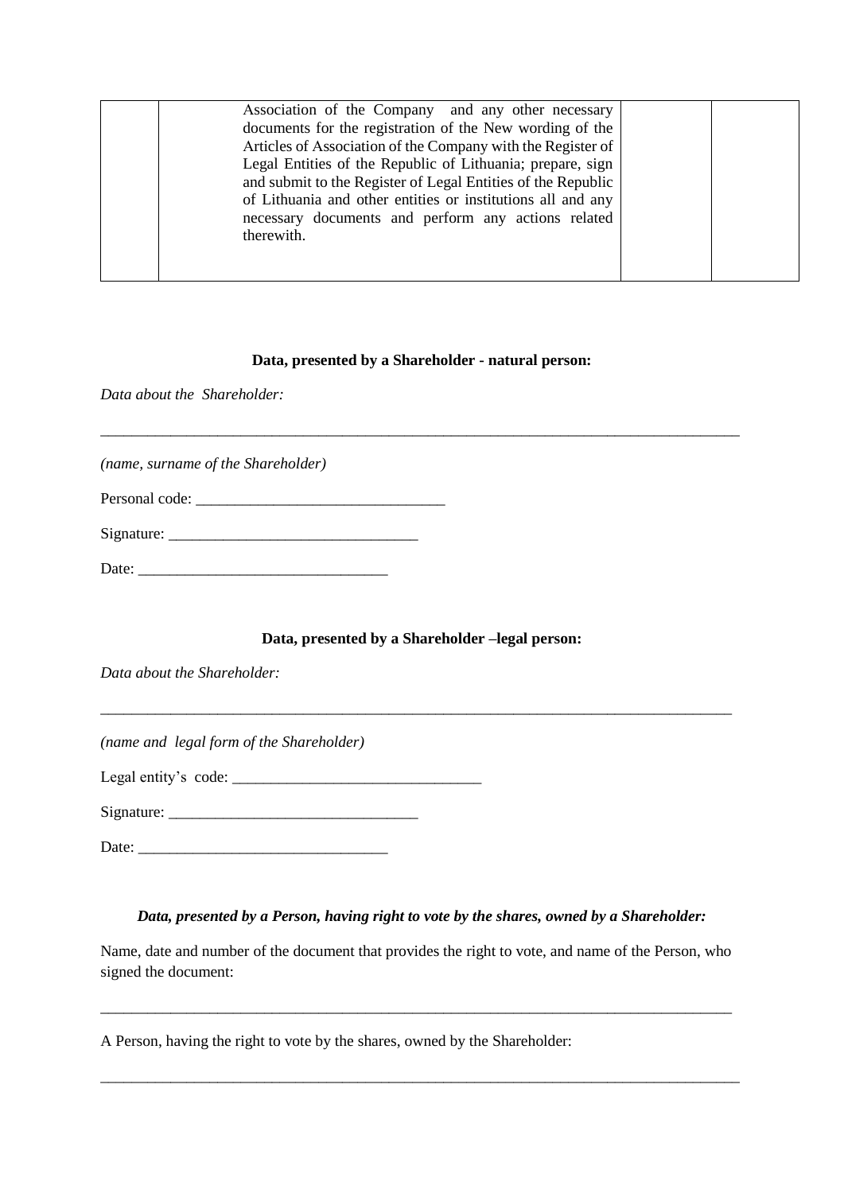|  | Association of the Company and any other necessary documents for the registration of the New wording of the Articles of Association of the Company with the Register of Legal Entities of the Republic of Lithuania; prepare, sign and submit to the Register of Legal Entities of the Republic of Lithuania and other entities or institutions all and any necessary documents and perform any actions related therewith. |  |  |
|---|---|---|---|

**Data, presented by a Shareholder - natural person:**

*Data about the Shareholder:*

_______________________________________________________________________________________

*(name, surname of the Shareholder)*

Personal code: _________________________________

Signature: _________________________________

Date: _________________________________

**Data, presented by a Shareholder –legal person:**

*Data about the Shareholder:*

_______________________________________________________________________________________

*(name and legal form of the Shareholder)*

Legal entity's code: _________________________________

Signature: _________________________________

Date: _________________________________

***Data, presented by a Person, having right to vote by the shares, owned by a Shareholder:***

Name, date and number of the document that provides the right to vote, and name of the Person, who signed the document:

_______________________________________________________________________________________

A Person, having the right to vote by the shares, owned by the Shareholder:

_______________________________________________________________________________________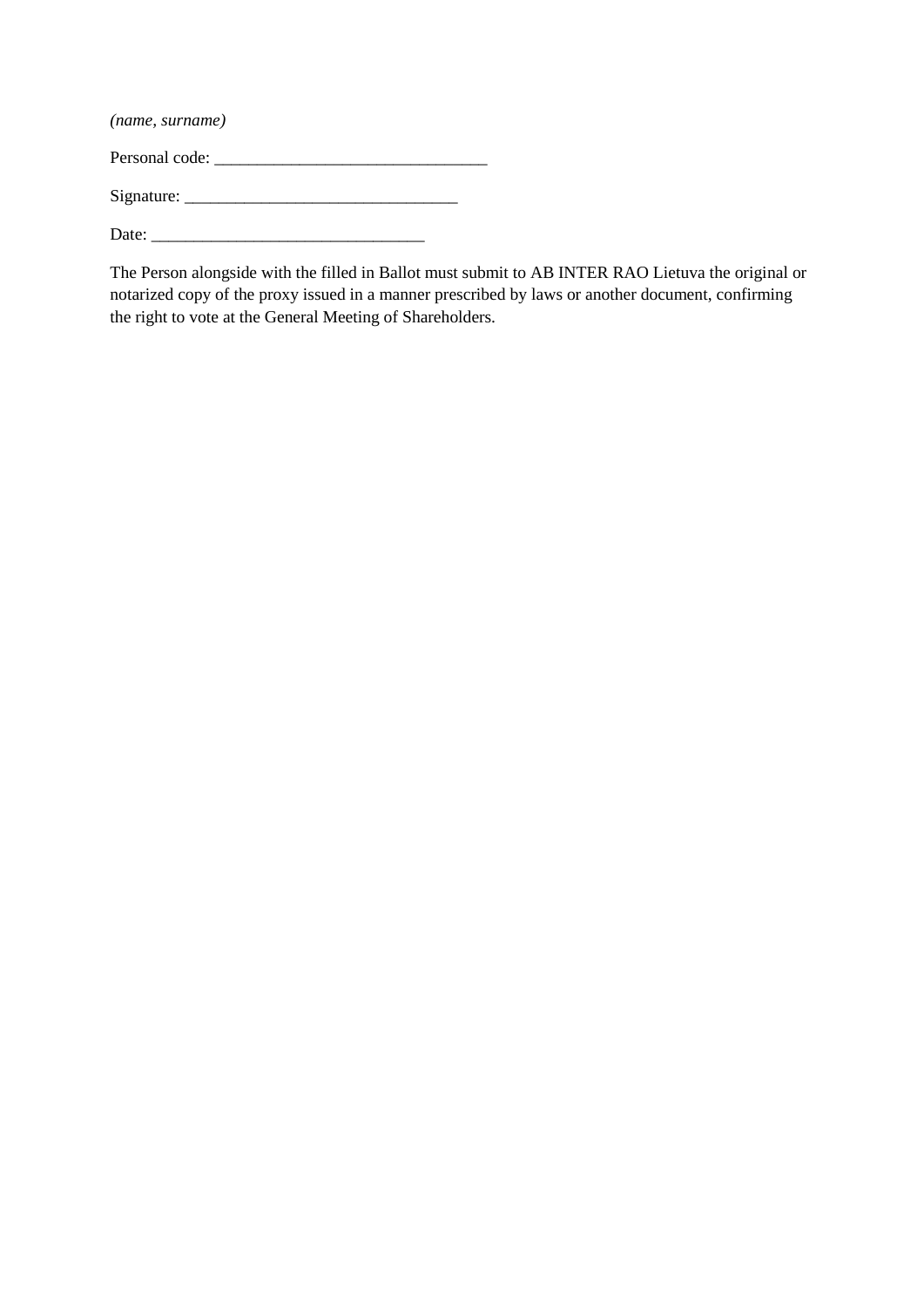*(name, surname)*

Personal code: ________________________________

Signature: ________________________________

Date: ________________________________

The Person alongside with the filled in Ballot must submit to AB INTER RAO Lietuva the original or notarized copy of the proxy issued in a manner prescribed by laws or another document, confirming the right to vote at the General Meeting of Shareholders.